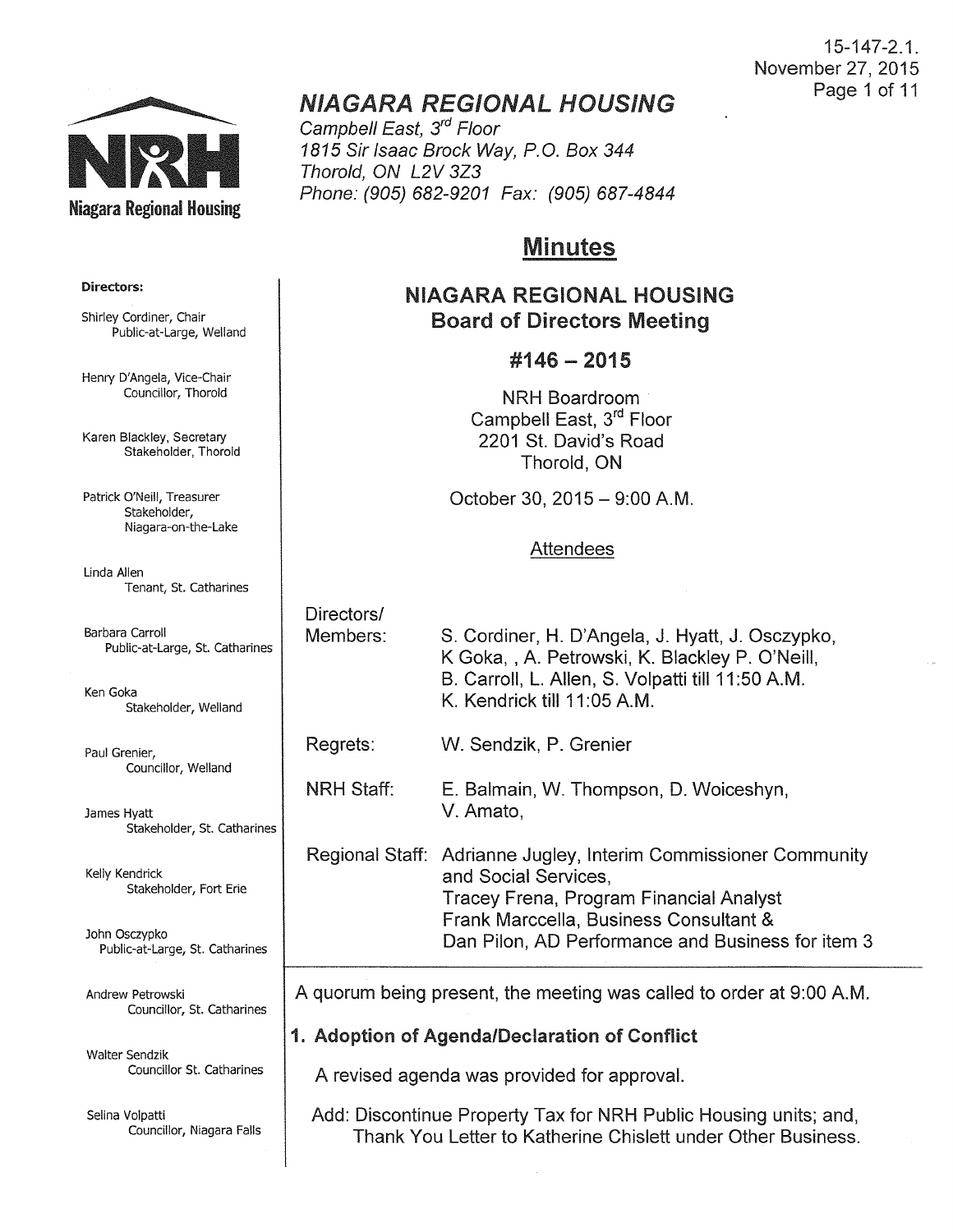15-147-2.1.
November 27, 2015

# NIAGARA REGIONAL HOUSING

*Campbell East, 3rd Floor*
*1815 Sir Isaac Brock Way, P.O. Box 344*
*Thorold, ON L2V 3Z3*
*Phone: (905) 682-9201 Fax: (905) 687-4844*

**Directors:**

Shirley Cordiner, Chair
Public-at-Large, Welland

Henry D'Angela, Vice-Chair
Councillor, Thorold

Karen Blackley, Secretary
Stakeholder, Thorold

Patrick O'Neill, Treasurer
Stakeholder, Niagara-on-the-Lake

Linda Allen
Tenant, St. Catharines

Barbara Carroll
Public-at-Large, St. Catharines

Ken Goka
Stakeholder, Welland

Paul Grenier,
Councillor, Welland

James Hyatt
Stakeholder, St. Catharines

Kelly Kendrick
Stakeholder, Fort Erie

John Osczypko
Public-at-Large, St. Catharines

Andrew Petrowski
Councillor, St. Catharines

Walter Sendzik
Councillor St. Catharines

Selina Volpatti
Councillor, Niagara Falls

## Minutes

## NIAGARA REGIONAL HOUSING
## Board of Directors Meeting

### #146 – 2015

NRH Boardroom
Campbell East, 3rd Floor
2201 St. David's Road
Thorold, ON

October 30, 2015 – 9:00 A.M.

Attendees

Directors/ Members: S. Cordiner, H. D'Angela, J. Hyatt, J. Osczypko, K Goka, , A. Petrowski, K. Blackley P. O'Neill, B. Carroll, L. Allen, S. Volpatti till 11:50 A.M. K. Kendrick till 11:05 A.M.

Regrets: W. Sendzik, P. Grenier

NRH Staff: E. Balmain, W. Thompson, D. Woiceshyn, V. Amato,

Regional Staff: Adrianne Jugley, Interim Commissioner Community and Social Services, Tracey Frena, Program Financial Analyst Frank Marccella, Business Consultant & Dan Pilon, AD Performance and Business for item 3

A quorum being present, the meeting was called to order at 9:00 A.M.

## 1. Adoption of Agenda/Declaration of Conflict

A revised agenda was provided for approval.

Add: Discontinue Property Tax for NRH Public Housing units; and, Thank You Letter to Katherine Chislett under Other Business.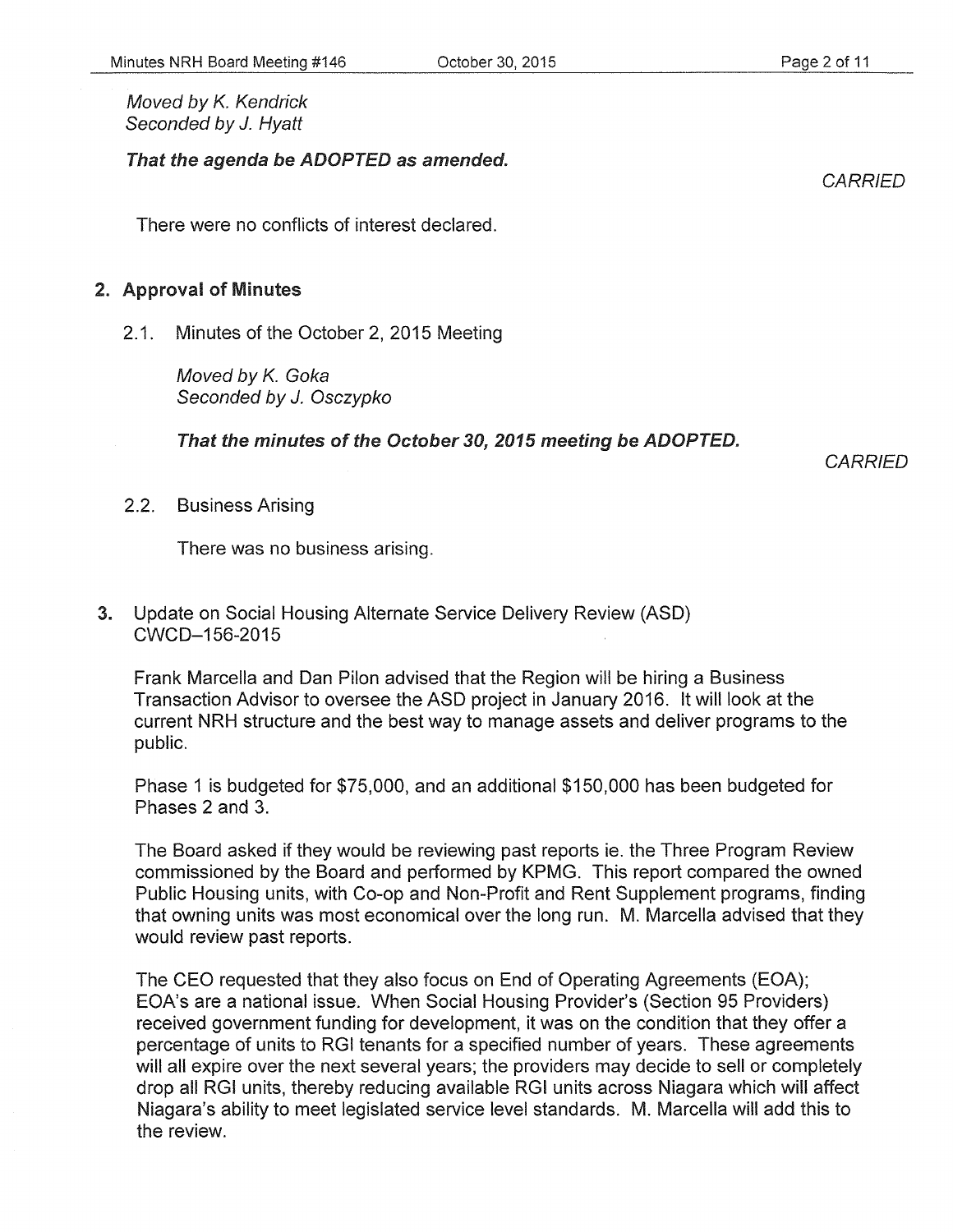*Moved by K. Kendrick*
*Seconded by J. Hyatt*

***That the agenda be ADOPTED as amended.***

*CARRIED*

There were no conflicts of interest declared.

## 2. Approval of Minutes

2.1. Minutes of the October 2, 2015 Meeting

*Moved by K. Goka*
*Seconded by J. Osczypko*

***That the minutes of the October 30, 2015 meeting be ADOPTED.***

*CARRIED*

2.2. Business Arising

There was no business arising.

## 3. Update on Social Housing Alternate Service Delivery Review (ASD) CWCD–156-2015

Frank Marcella and Dan Pilon advised that the Region will be hiring a Business Transaction Advisor to oversee the ASD project in January 2016. It will look at the current NRH structure and the best way to manage assets and deliver programs to the public.

Phase 1 is budgeted for $75,000, and an additional $150,000 has been budgeted for Phases 2 and 3.

The Board asked if they would be reviewing past reports ie. the Three Program Review commissioned by the Board and performed by KPMG. This report compared the owned Public Housing units, with Co-op and Non-Profit and Rent Supplement programs, finding that owning units was most economical over the long run. M. Marcella advised that they would review past reports.

The CEO requested that they also focus on End of Operating Agreements (EOA); EOA's are a national issue. When Social Housing Provider's (Section 95 Providers) received government funding for development, it was on the condition that they offer a percentage of units to RGI tenants for a specified number of years. These agreements will all expire over the next several years; the providers may decide to sell or completely drop all RGI units, thereby reducing available RGI units across Niagara which will affect Niagara's ability to meet legislated service level standards. M. Marcella will add this to the review.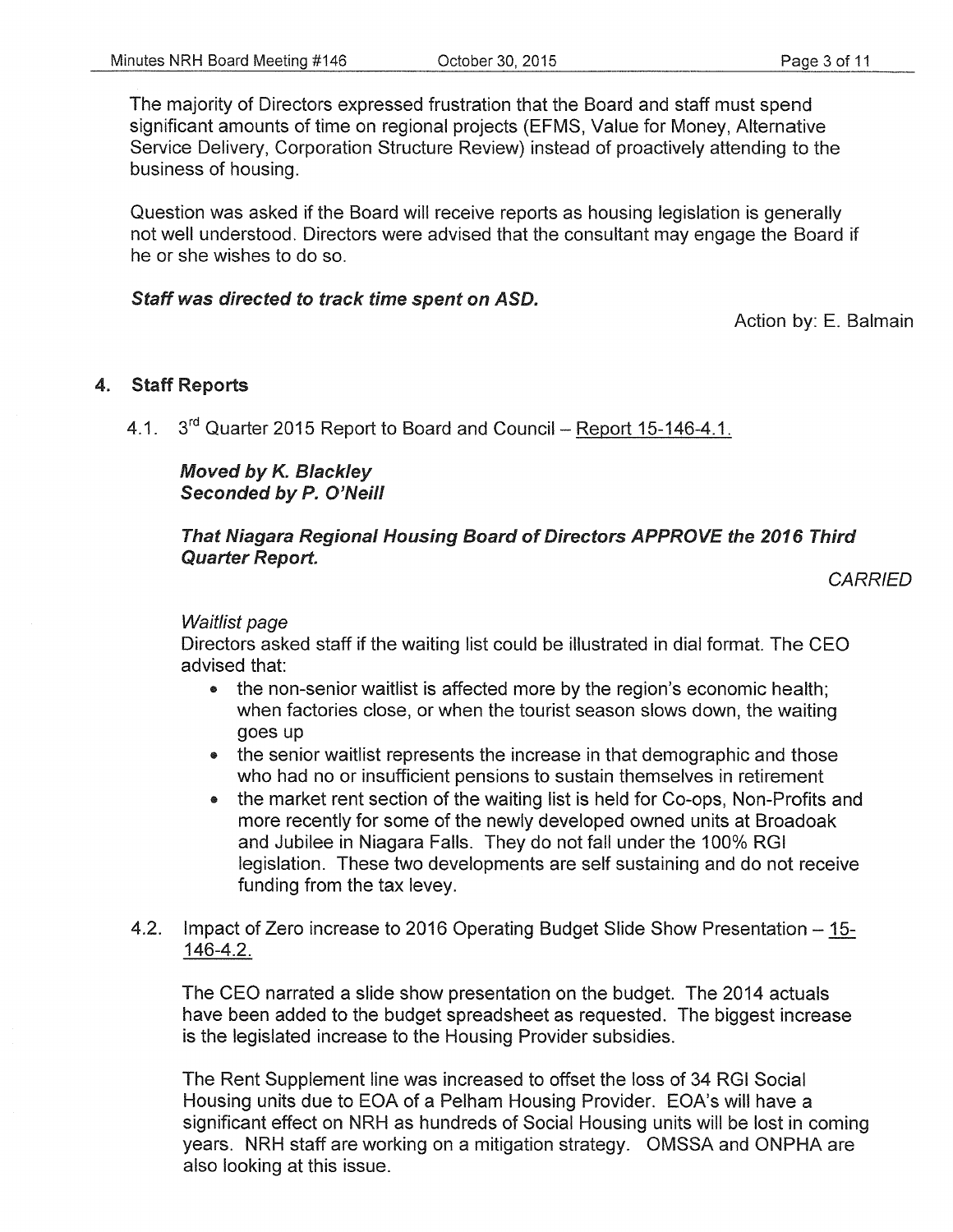The majority of Directors expressed frustration that the Board and staff must spend significant amounts of time on regional projects (EFMS, Value for Money, Alternative Service Delivery, Corporation Structure Review) instead of proactively attending to the business of housing.

Question was asked if the Board will receive reports as housing legislation is generally not well understood. Directors were advised that the consultant may engage the Board if he or she wishes to do so.

***Staff was directed to track time spent on ASD.***

Action by: E. Balmain

## 4. Staff Reports

4.1. 3rd Quarter 2015 Report to Board and Council – Report 15-146-4.1.

***Moved by K. Blackley***
***Seconded by P. O'Neill***

***That Niagara Regional Housing Board of Directors APPROVE the 2016 Third Quarter Report.***

*CARRIED*

*Waitlist page*
Directors asked staff if the waiting list could be illustrated in dial format. The CEO advised that:

- the non-senior waitlist is affected more by the region's economic health; when factories close, or when the tourist season slows down, the waiting goes up
- the senior waitlist represents the increase in that demographic and those who had no or insufficient pensions to sustain themselves in retirement
- the market rent section of the waiting list is held for Co-ops, Non-Profits and more recently for some of the newly developed owned units at Broadoak and Jubilee in Niagara Falls. They do not fall under the 100% RGI legislation. These two developments are self sustaining and do not receive funding from the tax levey.

4.2. Impact of Zero increase to 2016 Operating Budget Slide Show Presentation – 15-146-4.2.

The CEO narrated a slide show presentation on the budget. The 2014 actuals have been added to the budget spreadsheet as requested. The biggest increase is the legislated increase to the Housing Provider subsidies.

The Rent Supplement line was increased to offset the loss of 34 RGI Social Housing units due to EOA of a Pelham Housing Provider. EOA's will have a significant effect on NRH as hundreds of Social Housing units will be lost in coming years. NRH staff are working on a mitigation strategy. OMSSA and ONPHA are also looking at this issue.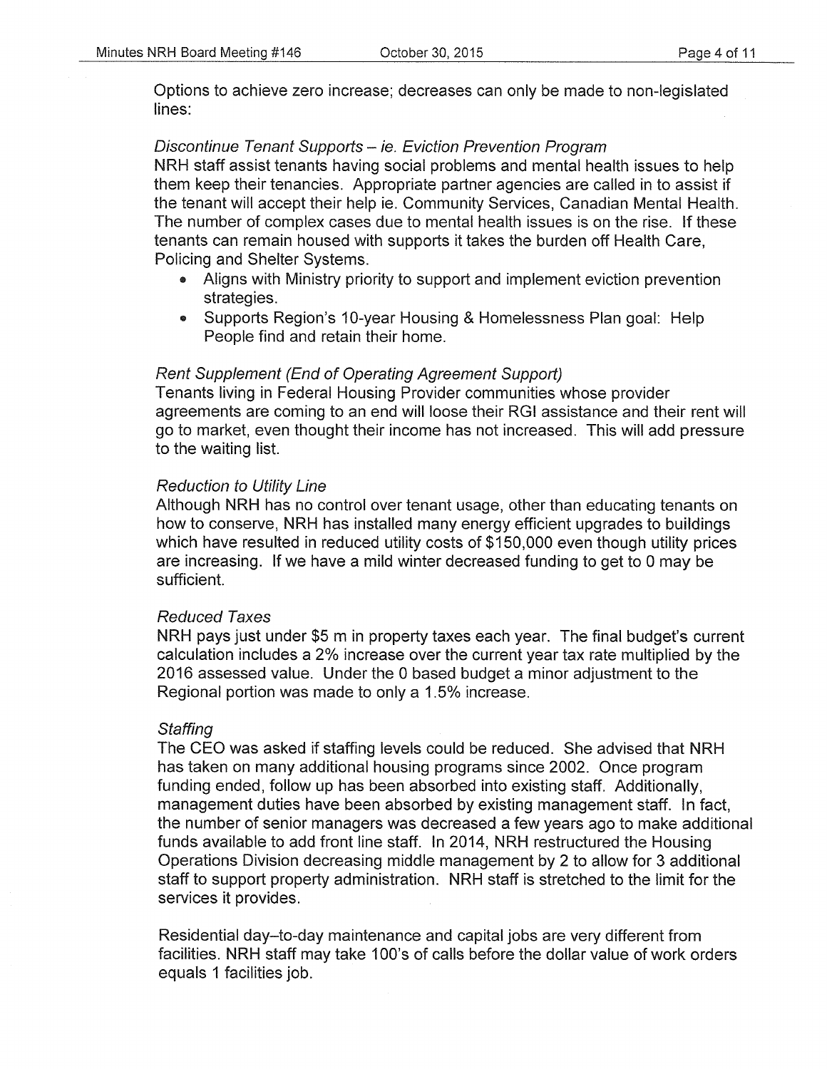Options to achieve zero increase; decreases can only be made to non-legislated lines:

*Discontinue Tenant Supports – ie. Eviction Prevention Program*

NRH staff assist tenants having social problems and mental health issues to help them keep their tenancies. Appropriate partner agencies are called in to assist if the tenant will accept their help ie. Community Services, Canadian Mental Health. The number of complex cases due to mental health issues is on the rise. If these tenants can remain housed with supports it takes the burden off Health Care, Policing and Shelter Systems.

- Aligns with Ministry priority to support and implement eviction prevention strategies.
- Supports Region's 10-year Housing & Homelessness Plan goal: Help People find and retain their home.

*Rent Supplement (End of Operating Agreement Support)*

Tenants living in Federal Housing Provider communities whose provider agreements are coming to an end will loose their RGI assistance and their rent will go to market, even thought their income has not increased. This will add pressure to the waiting list.

*Reduction to Utility Line*

Although NRH has no control over tenant usage, other than educating tenants on how to conserve, NRH has installed many energy efficient upgrades to buildings which have resulted in reduced utility costs of $150,000 even though utility prices are increasing. If we have a mild winter decreased funding to get to 0 may be sufficient.

*Reduced Taxes*

NRH pays just under $5 m in property taxes each year. The final budget's current calculation includes a 2% increase over the current year tax rate multiplied by the 2016 assessed value. Under the 0 based budget a minor adjustment to the Regional portion was made to only a 1.5% increase.

*Staffing*

The CEO was asked if staffing levels could be reduced. She advised that NRH has taken on many additional housing programs since 2002. Once program funding ended, follow up has been absorbed into existing staff. Additionally, management duties have been absorbed by existing management staff. In fact, the number of senior managers was decreased a few years ago to make additional funds available to add front line staff. In 2014, NRH restructured the Housing Operations Division decreasing middle management by 2 to allow for 3 additional staff to support property administration. NRH staff is stretched to the limit for the services it provides.

Residential day–to-day maintenance and capital jobs are very different from facilities. NRH staff may take 100's of calls before the dollar value of work orders equals 1 facilities job.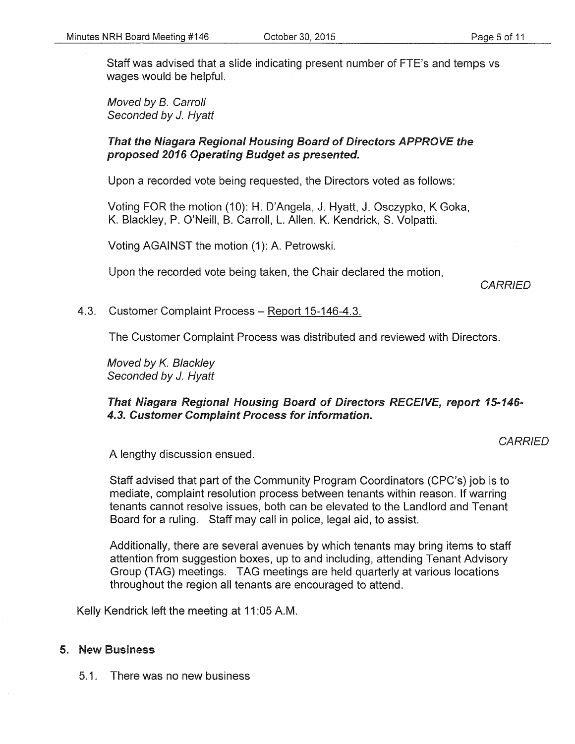Staff was advised that a slide indicating present number of FTE's and temps vs wages would be helpful.

*Moved by B. Carroll*
*Seconded by J. Hyatt*

***That the Niagara Regional Housing Board of Directors APPROVE the proposed 2016 Operating Budget as presented.***

Upon a recorded vote being requested, the Directors voted as follows:

Voting FOR the motion (10): H. D'Angela, J. Hyatt, J. Osczypko, K Goka, K. Blackley, P. O'Neill, B. Carroll, L. Allen, K. Kendrick, S. Volpatti.

Voting AGAINST the motion (1): A. Petrowski.

Upon the recorded vote being taken, the Chair declared the motion,

*CARRIED*

4.3. Customer Complaint Process – Report 15-146-4.3.

The Customer Complaint Process was distributed and reviewed with Directors.

*Moved by K. Blackley*
*Seconded by J. Hyatt*

***That Niagara Regional Housing Board of Directors RECEIVE, report 15-146-4.3. Customer Complaint Process for information.***

*CARRIED*

A lengthy discussion ensued.

Staff advised that part of the Community Program Coordinators (CPC's) job is to mediate, complaint resolution process between tenants within reason. If warring tenants cannot resolve issues, both can be elevated to the Landlord and Tenant Board for a ruling. Staff may call in police, legal aid, to assist.

Additionally, there are several avenues by which tenants may bring items to staff attention from suggestion boxes, up to and including, attending Tenant Advisory Group (TAG) meetings. TAG meetings are held quarterly at various locations throughout the region all tenants are encouraged to attend.

Kelly Kendrick left the meeting at 11:05 A.M.

## 5. New Business

5.1. There was no new business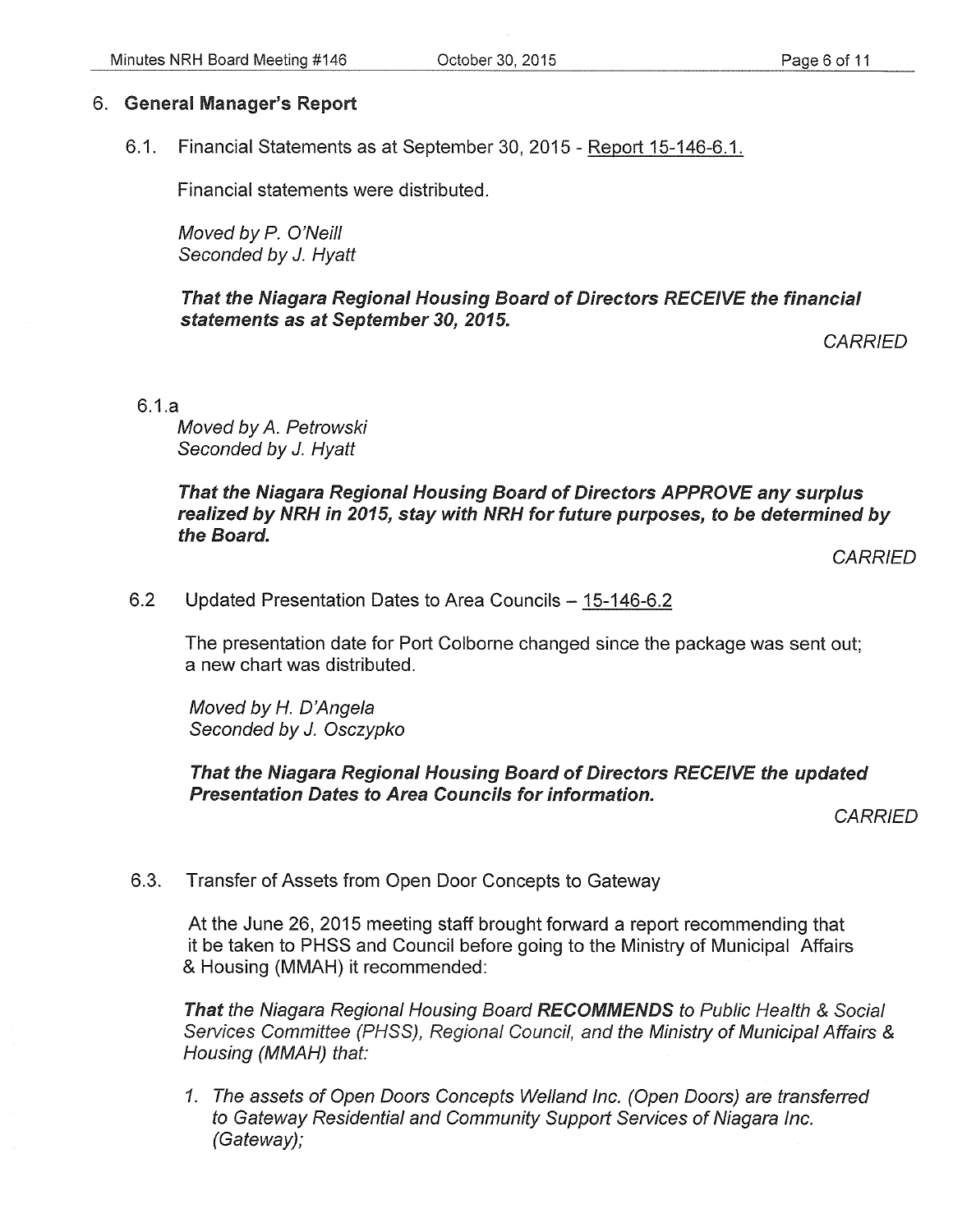## 6. General Manager's Report

6.1. Financial Statements as at September 30, 2015 - Report 15-146-6.1.

Financial statements were distributed.

*Moved by P. O'Neill*
*Seconded by J. Hyatt*

***That the Niagara Regional Housing Board of Directors RECEIVE the financial statements as at September 30, 2015.***

*CARRIED*

6.1.a

*Moved by A. Petrowski*
*Seconded by J. Hyatt*

***That the Niagara Regional Housing Board of Directors APPROVE any surplus realized by NRH in 2015, stay with NRH for future purposes, to be determined by the Board.***

*CARRIED*

6.2 Updated Presentation Dates to Area Councils – 15-146-6.2

The presentation date for Port Colborne changed since the package was sent out; a new chart was distributed.

*Moved by H. D'Angela*
*Seconded by J. Osczypko*

***That the Niagara Regional Housing Board of Directors RECEIVE the updated Presentation Dates to Area Councils for information.***

*CARRIED*

6.3. Transfer of Assets from Open Door Concepts to Gateway

At the June 26, 2015 meeting staff brought forward a report recommending that it be taken to PHSS and Council before going to the Ministry of Municipal Affairs & Housing (MMAH) it recommended:

***That** the Niagara Regional Housing Board **RECOMMENDS** to Public Health & Social Services Committee (PHSS), Regional Council, and the Ministry of Municipal Affairs & Housing (MMAH) that:*

1. *The assets of Open Doors Concepts Welland Inc. (Open Doors) are transferred to Gateway Residential and Community Support Services of Niagara Inc. (Gateway);*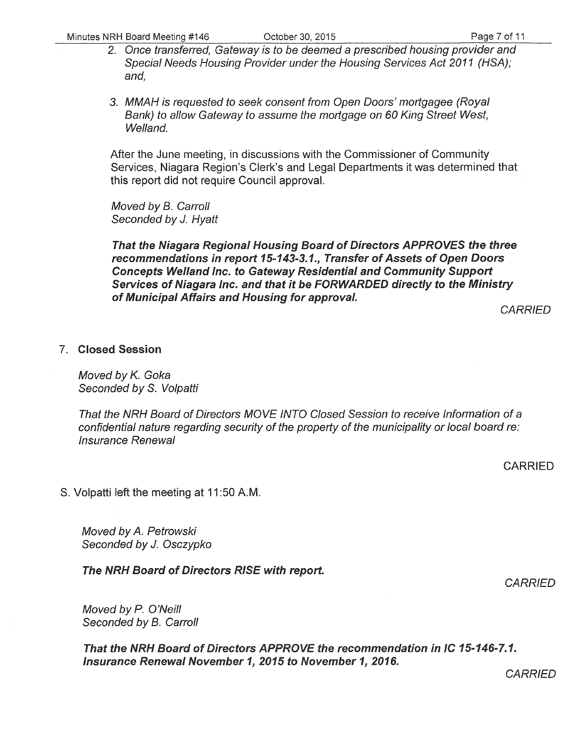2. *Once transferred, Gateway is to be deemed a prescribed housing provider and Special Needs Housing Provider under the Housing Services Act 2011 (HSA); and,*

3. *MMAH is requested to seek consent from Open Doors' mortgagee (Royal Bank) to allow Gateway to assume the mortgage on 60 King Street West, Welland.*

After the June meeting, in discussions with the Commissioner of Community Services, Niagara Region's Clerk's and Legal Departments it was determined that this report did not require Council approval.

*Moved by B. Carroll*
*Seconded by J. Hyatt*

***That the Niagara Regional Housing Board of Directors APPROVES the three recommendations in report 15-143-3.1., Transfer of Assets of Open Doors Concepts Welland Inc. to Gateway Residential and Community Support Services of Niagara Inc. and that it be FORWARDED directly to the Ministry of Municipal Affairs and Housing for approval.***

*CARRIED*

7. **Closed Session**

*Moved by K. Goka*
*Seconded by S. Volpatti*

*That the NRH Board of Directors MOVE INTO Closed Session to receive Information of a confidential nature regarding security of the property of the municipality or local board re: Insurance Renewal*

CARRIED

S. Volpatti left the meeting at 11:50 A.M.

*Moved by A. Petrowski*
*Seconded by J. Osczypko*

***The NRH Board of Directors RISE with report.***

*CARRIED*

*Moved by P. O'Neill*
*Seconded by B. Carroll*

***That the NRH Board of Directors APPROVE the recommendation in IC 15-146-7.1. Insurance Renewal November 1, 2015 to November 1, 2016.***

*CARRIED*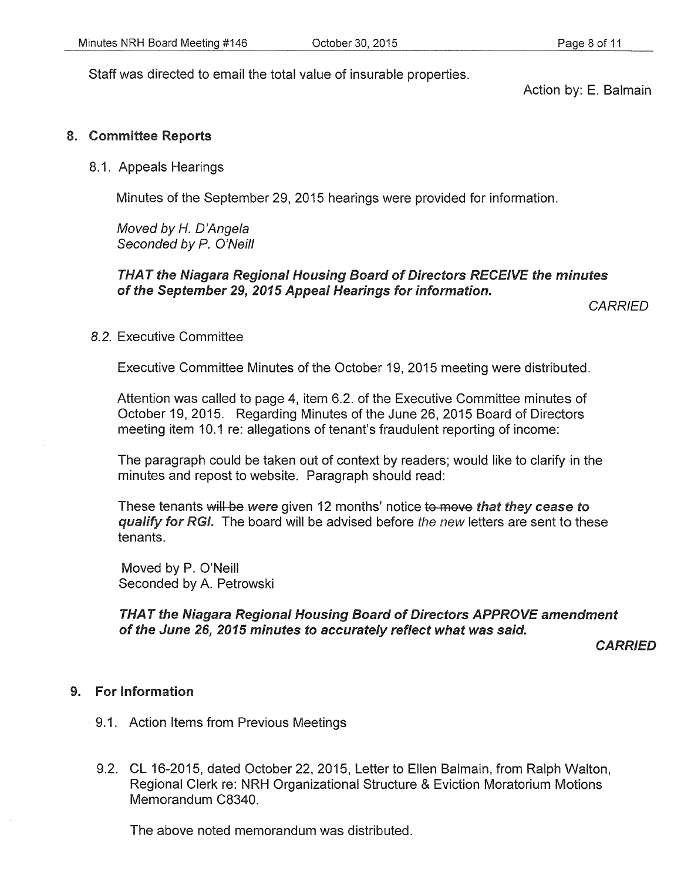Staff was directed to email the total value of insurable properties.

Action by: E. Balmain

## 8. Committee Reports

### 8.1. Appeals Hearings

Minutes of the September 29, 2015 hearings were provided for information.

*Moved by H. D'Angela*
*Seconded by P. O'Neill*

***THAT the Niagara Regional Housing Board of Directors RECEIVE the minutes of the September 29, 2015 Appeal Hearings for information.***

*CARRIED*

### 8.2. Executive Committee

Executive Committee Minutes of the October 19, 2015 meeting were distributed.

Attention was called to page 4, item 6.2. of the Executive Committee minutes of October 19, 2015. Regarding Minutes of the June 26, 2015 Board of Directors meeting item 10.1 re: allegations of tenant's fraudulent reporting of income:

The paragraph could be taken out of context by readers; would like to clarify in the minutes and repost to website. Paragraph should read:

These tenants ~~will be~~ ***were*** given 12 months' notice ~~to move~~ ***that they cease to qualify for RGI.*** The board will be advised before *the new* letters are sent to these tenants.

Moved by P. O'Neill
Seconded by A. Petrowski

***THAT the Niagara Regional Housing Board of Directors APPROVE amendment of the June 26, 2015 minutes to accurately reflect what was said.***

***CARRIED***

## 9. For Information

### 9.1. Action Items from Previous Meetings

### 9.2. CL 16-2015, dated October 22, 2015, Letter to Ellen Balmain, from Ralph Walton, Regional Clerk re: NRH Organizational Structure & Eviction Moratorium Motions Memorandum C8340.

The above noted memorandum was distributed.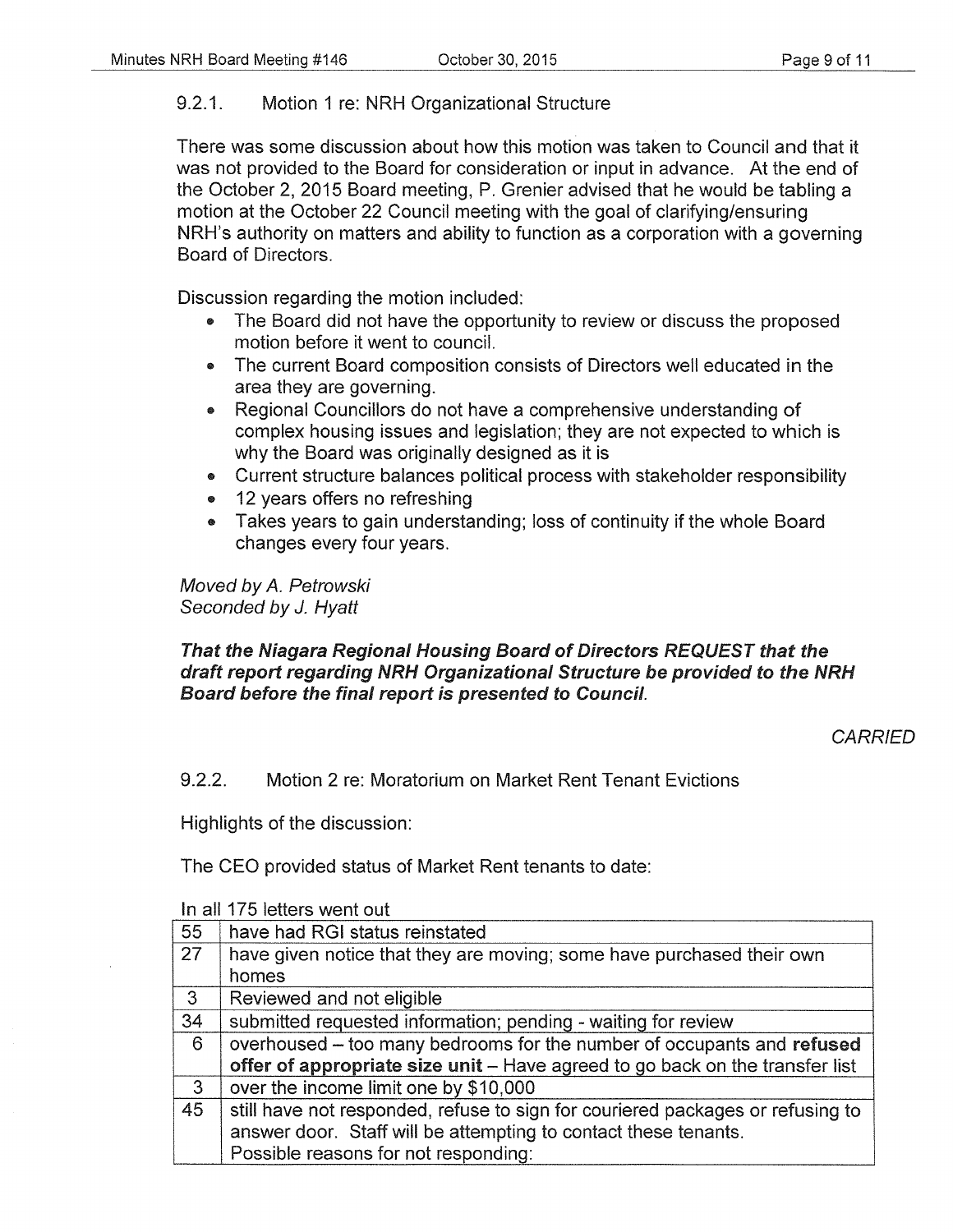### 9.2.1. Motion 1 re: NRH Organizational Structure

There was some discussion about how this motion was taken to Council and that it was not provided to the Board for consideration or input in advance. At the end of the October 2, 2015 Board meeting, P. Grenier advised that he would be tabling a motion at the October 22 Council meeting with the goal of clarifying/ensuring NRH's authority on matters and ability to function as a corporation with a governing Board of Directors.

Discussion regarding the motion included:

- The Board did not have the opportunity to review or discuss the proposed motion before it went to council.
- The current Board composition consists of Directors well educated in the area they are governing.
- Regional Councillors do not have a comprehensive understanding of complex housing issues and legislation; they are not expected to which is why the Board was originally designed as it is
- Current structure balances political process with stakeholder responsibility
- 12 years offers no refreshing
- Takes years to gain understanding; loss of continuity if the whole Board changes every four years.

*Moved by A. Petrowski*
*Seconded by J. Hyatt*

***That the Niagara Regional Housing Board of Directors REQUEST that the draft report regarding NRH Organizational Structure be provided to the NRH Board before the final report is presented to Council.***

*CARRIED*

### 9.2.2. Motion 2 re: Moratorium on Market Rent Tenant Evictions

Highlights of the discussion:

The CEO provided status of Market Rent tenants to date:

In all 175 letters went out

| | |
|---|---|
| 55 | have had RGI status reinstated |
| 27 | have given notice that they are moving; some have purchased their own homes |
| 3 | Reviewed and not eligible |
| 34 | submitted requested information; pending - waiting for review |
| 6 | overhoused – too many bedrooms for the number of occupants and **refused offer of appropriate size unit** – Have agreed to go back on the transfer list |
| 3 | over the income limit one by $10,000 |
| 45 | still have not responded, refuse to sign for couriered packages or refusing to answer door. Staff will be attempting to contact these tenants. Possible reasons for not responding: |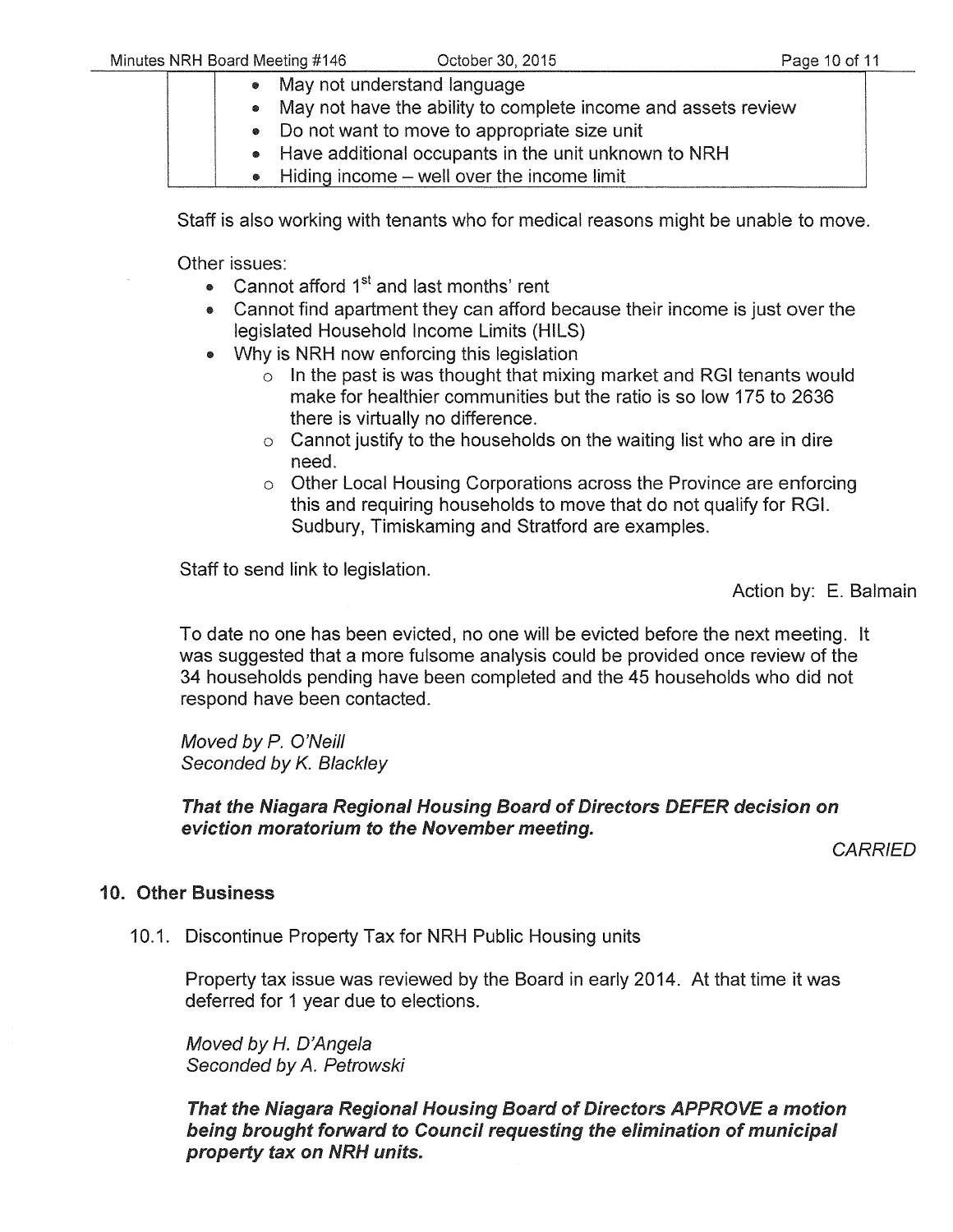| | |
|---|---|
| | • May not understand language<br>• May not have the ability to complete income and assets review<br>• Do not want to move to appropriate size unit<br>• Have additional occupants in the unit unknown to NRH<br>• Hiding income – well over the income limit |

Staff is also working with tenants who for medical reasons might be unable to move.

Other issues:

- Cannot afford 1st and last months' rent
- Cannot find apartment they can afford because their income is just over the legislated Household Income Limits (HILS)
- Why is NRH now enforcing this legislation
    - In the past is was thought that mixing market and RGI tenants would make for healthier communities but the ratio is so low 175 to 2636 there is virtually no difference.
    - Cannot justify to the households on the waiting list who are in dire need.
    - Other Local Housing Corporations across the Province are enforcing this and requiring households to move that do not qualify for RGI. Sudbury, Timiskaming and Stratford are examples.

Staff to send link to legislation.

Action by: E. Balmain

To date no one has been evicted, no one will be evicted before the next meeting. It was suggested that a more fulsome analysis could be provided once review of the 34 households pending have been completed and the 45 households who did not respond have been contacted.

*Moved by P. O'Neill*
*Seconded by K. Blackley*

***That the Niagara Regional Housing Board of Directors DEFER decision on eviction moratorium to the November meeting.***

*CARRIED*

## 10. Other Business

10.1. Discontinue Property Tax for NRH Public Housing units

Property tax issue was reviewed by the Board in early 2014. At that time it was deferred for 1 year due to elections.

*Moved by H. D'Angela*
*Seconded by A. Petrowski*

***That the Niagara Regional Housing Board of Directors APPROVE a motion being brought forward to Council requesting the elimination of municipal property tax on NRH units.***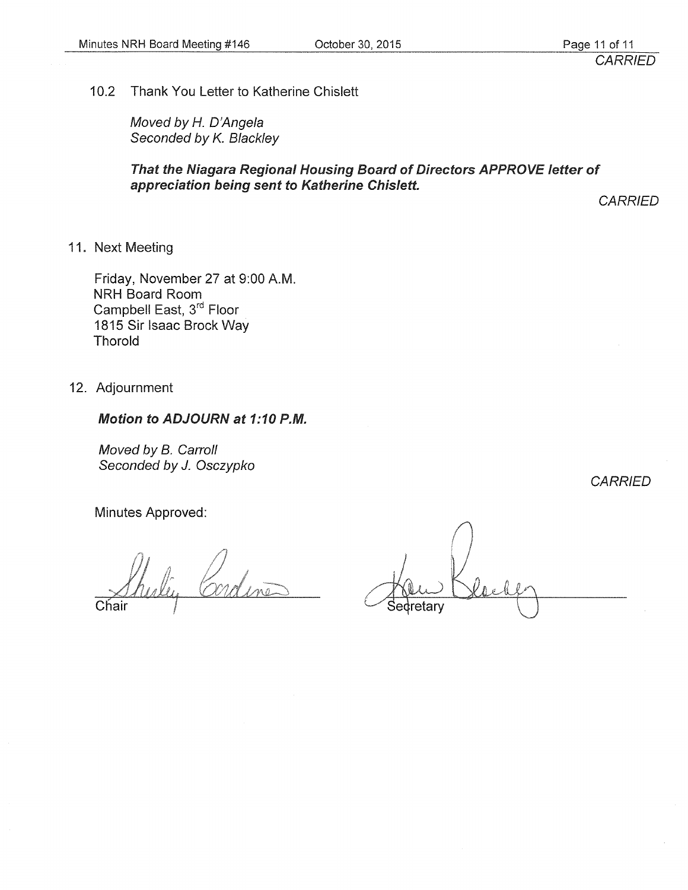CARRIED

10.2 Thank You Letter to Katherine Chislett

*Moved by H. D'Angela*
*Seconded by K. Blackley*

***That the Niagara Regional Housing Board of Directors APPROVE letter of appreciation being sent to Katherine Chislett.***

CARRIED

11. Next Meeting

Friday, November 27 at 9:00 A.M.
NRH Board Room
Campbell East, 3rd Floor
1815 Sir Isaac Brock Way
Thorold

12. Adjournment

***Motion to ADJOURN at 1:10 P.M.***

*Moved by B. Carroll*
*Seconded by J. Osczypko*

CARRIED

Minutes Approved:

Chair

Secretary